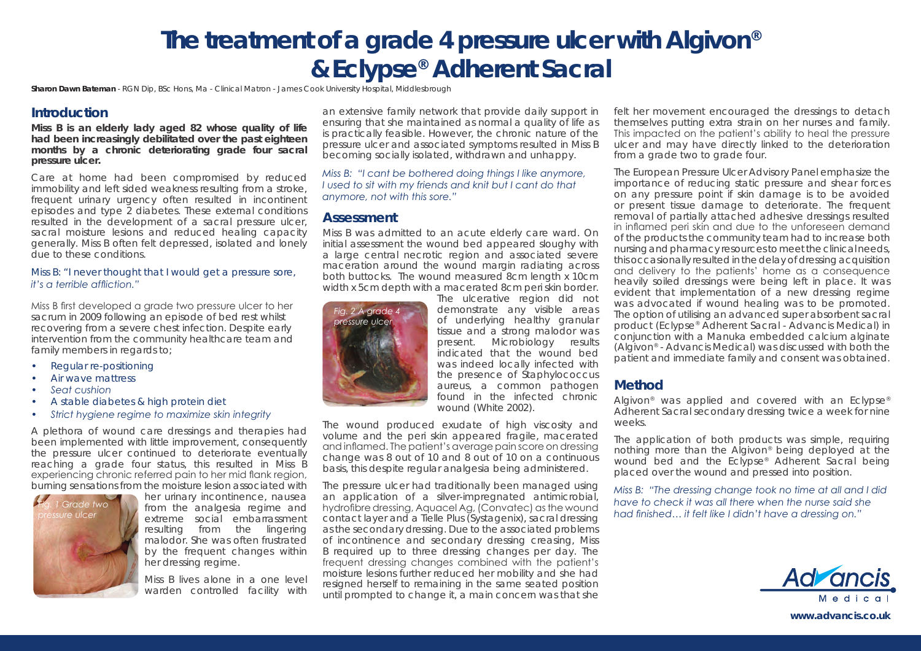# The treatment of a grade 4 pressure ulcer with Algivon® & Eclypse® Adherent Sacral

**Sharon Dawn Bateman** - RGN Dip, BSc Hons, Ma - Clinical Matron - James Cook University Hospital, Middlesbrough

## Introduction

**Miss B is an elderly lady aged 82 whose quality of life had been increasingly debilitated over the past eighteen months by a chronic deteriorating grade four sacral pressure ulcer.**

Care at home had been compromised by reduced immobility and left sided weakness resulting from a stroke, frequent urinary urgency often resulted in incontinent episodes and type 2 diabetes. These external conditions resulted in the development of a sacral pressure ulcer, sacral moisture lesions and reduced healing capacity generally. Miss B often felt depressed, isolated and lonely due to these conditions.

Miss B: "I never thought that I would get a pressure sore, *it's a terrible affliction."*

Miss B first developed a grade two pressure ulcer to her sacrum in 2009 following an episode of bed rest whilst recovering from a severe chest infection. Despite early intervention from the community healthcare team and family members in regards to;

- Regular re-positioning
- Air wave mattress
- *Seat cushion*
- A stable diabetes & high protein diet
- *Strict hygiene regime to maximize skin integrity*

A plethora of wound care dressings and therapies had been implemented with little improvement, consequently the pressure ulcer continued to deteriorate eventually reaching a grade four status, this resulted in Miss B experiencing chronic referred pain to her mid flank region, burning sensations from the moisture lesion associated with her urinary incontinence, nausea from the analgesia regime and extreme social embarrassment resulting from the lingering malodor. She was often frustrated by the frequent changes within her dressing regime.

*Fig. 1 Grade two pressure ulcer*

Miss B lives alone in a one level warden controlled facility with an extensive family network that provide daily support in ensuring that she maintained as normal a quality of life as is practically feasible. However, the chronic nature of the pressure ulcer and associated symptoms resulted in Miss B becoming socially isolated, withdrawn and unhappy.

*Miss B: "I cant be bothered doing things I like anymore, I used to sit with my friends and knit but I cant do that anymore, not with this sore."*

## Assessment

Miss B was admitted to an acute elderly care ward. On initial assessment the wound bed appeared sloughy with a large central necrotic region and associated severe maceration around the wound margin radiating across both buttocks. The wound measured 8cm length x 10cm width x 5cm depth with a macerated 8cm peri skin border. The ulcerative region did not demonstrate any visible areas of underlying healthy granular tissue and a strong malodor was present. Microbiology results indicated that the wound bed was indeed locally infected with the presence of Staphylococcus aureus, a common pathogen found in the infected chronic wound (White 2002).

*Fig. 2 A grade 4 pressure ulcer*

The wound produced exudate of high viscosity and volume and the peri skin appeared fragile, macerated and inflamed. The patient's average pain score on dressing change was 8 out of 10 and 8 out of 10 on a continuous basis, this despite regular analgesia being administered.

The pressure ulcer had traditionally been managed using an application of a silver-impregnated antimicrobial, hydrofibre dressing, Aquacel Ag, (Convatec) as the wound contact layer and a Tielle Plus (Systagenix), sacral dressing as the secondary dressing. Due to the associated problems of incontinence and secondary dressing creasing, Miss B required up to three dressing changes per day. The frequent dressing changes combined with the patient's moisture lesions further reduced her mobility and she had resigned herself to remaining in the same seated position until prompted to change it, a main concern was that she felt her movement encouraged the dressings to detach themselves putting extra strain on her nurses and family. This impacted on the patient's ability to heal the pressure ulcer and may have directly linked to the deterioration from a grade two to grade four.

The European Pressure Ulcer Advisory Panel emphasize the importance of reducing static pressure and shear forces on any pressure point if skin damage is to be avoided or present tissue damage to deteriorate. The frequent removal of partially attached adhesive dressings resulted in inflamed peri skin and due to the unforeseen demand of the products the community team had to increase both nursing and pharmacy resources to meet the clinical needs, this occasionally resulted in the delay of dressing acquisition and delivery to the patients' home as a consequence heavily soiled dressings were being left in place. It was evident that implementation of a new dressing regime was advocated if wound healing was to be promoted. The option of utilising an advanced super absorbent sacral product (Eclypse® Adherent Sacral - Advancis Medical) in conjunction with a Manuka embedded calcium alginate (Algivon® - Advancis Medical) was discussed with both the patient and immediate family and consent was obtained.

## Method

Algivon® was applied and covered with an Eclypse® Adherent Sacral secondary dressing twice a week for nine weeks.

The application of both products was simple, requiring nothing more than the Algivon® being deployed at the wound bed and the Eclypse® Adherent Sacral being placed over the wound and pressed into position.

*Miss B: "The dressing change took no time at all and I did have to check it was all there when the nurse said she had finished… it felt like I didn't have a dressing on."*

Advancis Medical

www.advancis.co.uk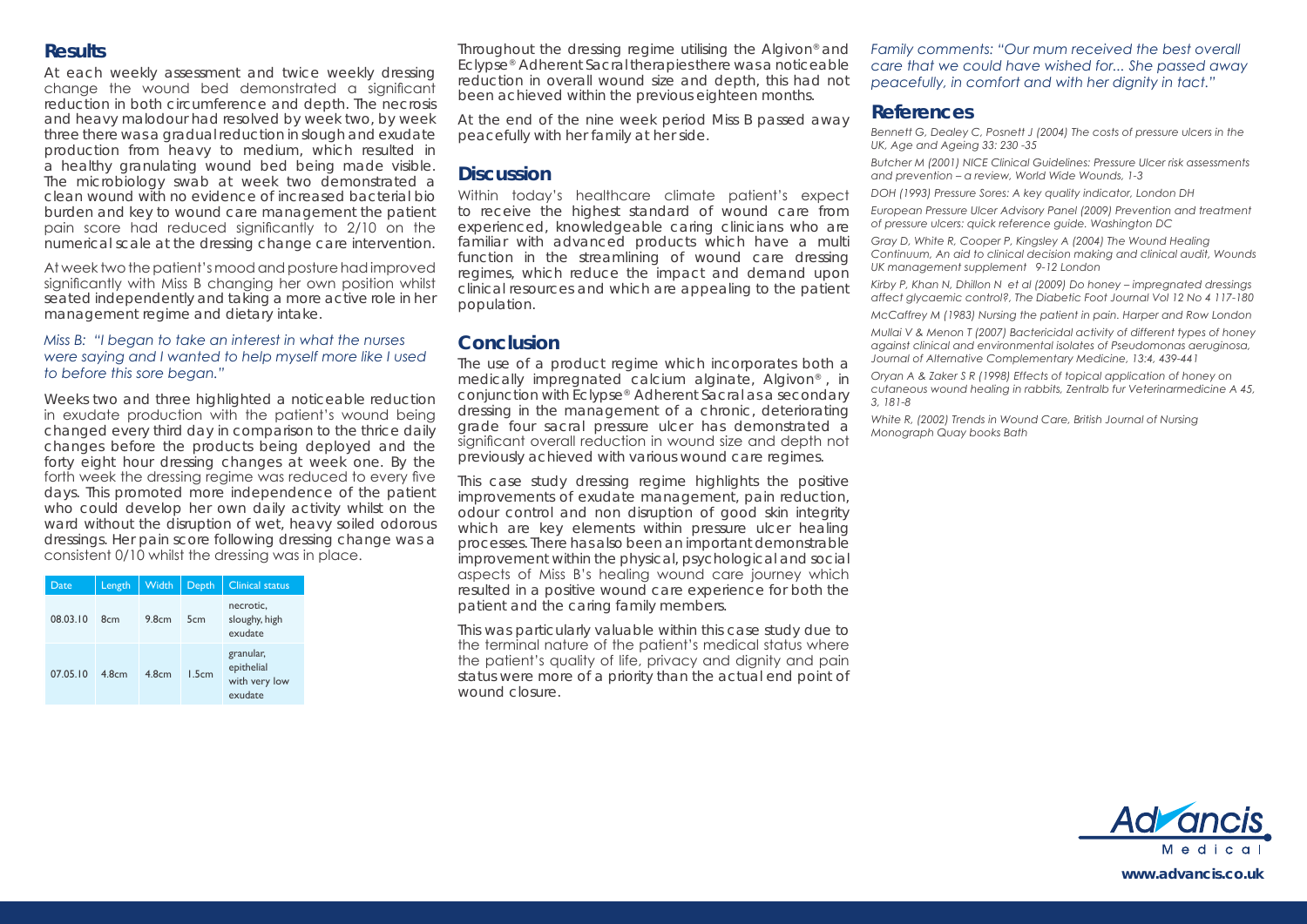## Results

At each weekly assessment and twice weekly dressing change the wound bed demonstrated a significant reduction in both circumference and depth. The necrosis and heavy malodour had resolved by week two, by week three there was a gradual reduction in slough and exudate production from heavy to medium, which resulted in a healthy granulating wound bed being made visible. The microbiology swab at week two demonstrated a clean wound with no evidence of increased bacterial bio burden and key to wound care management the patient pain score had reduced significantly to 2/10 on the numerical scale at the dressing change care intervention.

At week two the patient's mood and posture had improved significantly with Miss B changing her own position whilst seated independently and taking a more active role in her management regime and dietary intake.

*Miss B: "I began to take an interest in what the nurses were saying and I wanted to help myself more like I used to before this sore began."*

Weeks two and three highlighted a noticeable reduction in exudate production with the patient's wound being changed every third day in comparison to the thrice daily changes before the products being deployed and the forty eight hour dressing changes at week one. By the forth week the dressing regime was reduced to every five days. This promoted more independence of the patient who could develop her own daily activity whilst on the ward without the disruption of wet, heavy soiled odorous dressings. Her pain score following dressing change was a consistent 0/10 whilst the dressing was in place.

| Date | Length | Width | Depth | Clinical status |
|---|---|---|---|---|
| 08.03.10 | 8cm | 9.8cm | 5cm | necrotic, sloughy, high exudate |
| 07.05.10 | 4.8cm | 4.8cm | 1.5cm | granular, epithelial with very low exudate |

Throughout the dressing regime utilising the Algivon® and Eclypse® Adherent Sacral therapies there was a noticeable reduction in overall wound size and depth, this had not been achieved within the previous eighteen months.

At the end of the nine week period Miss B passed away peacefully with her family at her side.

## Discussion

Within today's healthcare climate patient's expect to receive the highest standard of wound care from experienced, knowledgeable caring clinicians who are familiar with advanced products which have a multi function in the streamlining of wound care dressing regimes, which reduce the impact and demand upon clinical resources and which are appealing to the patient population.

## Conclusion

The use of a product regime which incorporates both a medically impregnated calcium alginate, Algivon®, in conjunction with Eclypse® Adherent Sacral as a secondary dressing in the management of a chronic, deteriorating grade four sacral pressure ulcer has demonstrated a significant overall reduction in wound size and depth not previously achieved with various wound care regimes.

This case study dressing regime highlights the positive improvements of exudate management, pain reduction, odour control and non disruption of good skin integrity which are key elements within pressure ulcer healing processes. There has also been an important demonstrable improvement within the physical, psychological and social aspects of Miss B's healing wound care journey which resulted in a positive wound care experience for both the patient and the caring family members.

This was particularly valuable within this case study due to the terminal nature of the patient's medical status where the patient's quality of life, privacy and dignity and pain status were more of a priority than the actual end point of wound closure.

*Family comments: "Our mum received the best overall care that we could have wished for... She passed away peacefully, in comfort and with her dignity in tact."*

## References

*Bennett G, Dealey C, Posnett J (2004) The costs of pressure ulcers in the UK, Age and Ageing 33: 230 -35*

*Butcher M (2001) NICE Clinical Guidelines: Pressure Ulcer risk assessments and prevention – a review, World Wide Wounds, 1-3*

*DOH (1993) Pressure Sores: A key quality indicator, London DH*

*European Pressure Ulcer Advisory Panel (2009) Prevention and treatment of pressure ulcers: quick reference guide. Washington DC*

*Gray D, White R, Cooper P, Kingsley A (2004) The Wound Healing Continuum, An aid to clinical decision making and clinical audit, Wounds UK management supplement 9-12 London*

*Kirby P, Khan N, Dhillon N et al (2009) Do honey – impregnated dressings affect glycaemic control?, The Diabetic Foot Journal Vol 12 No 4 117-180*

*McCaffrey M (1983) Nursing the patient in pain. Harper and Row London*

*Mullai V & Menon T (2007) Bactericidal activity of different types of honey against clinical and environmental isolates of Pseudomonas aeruginosa, Journal of Alternative Complementary Medicine, 13:4, 439-441*

*Oryan A & Zaker S R (1998) Effects of topical application of honey on cutaneous wound healing in rabbits, Zentralb fur Veterinarmedicine A 45, 3, 181-8*

*White R, (2002) Trends in Wound Care, British Journal of Nursing Monograph Quay books Bath*

Advancis Medical

www.advancis.co.uk